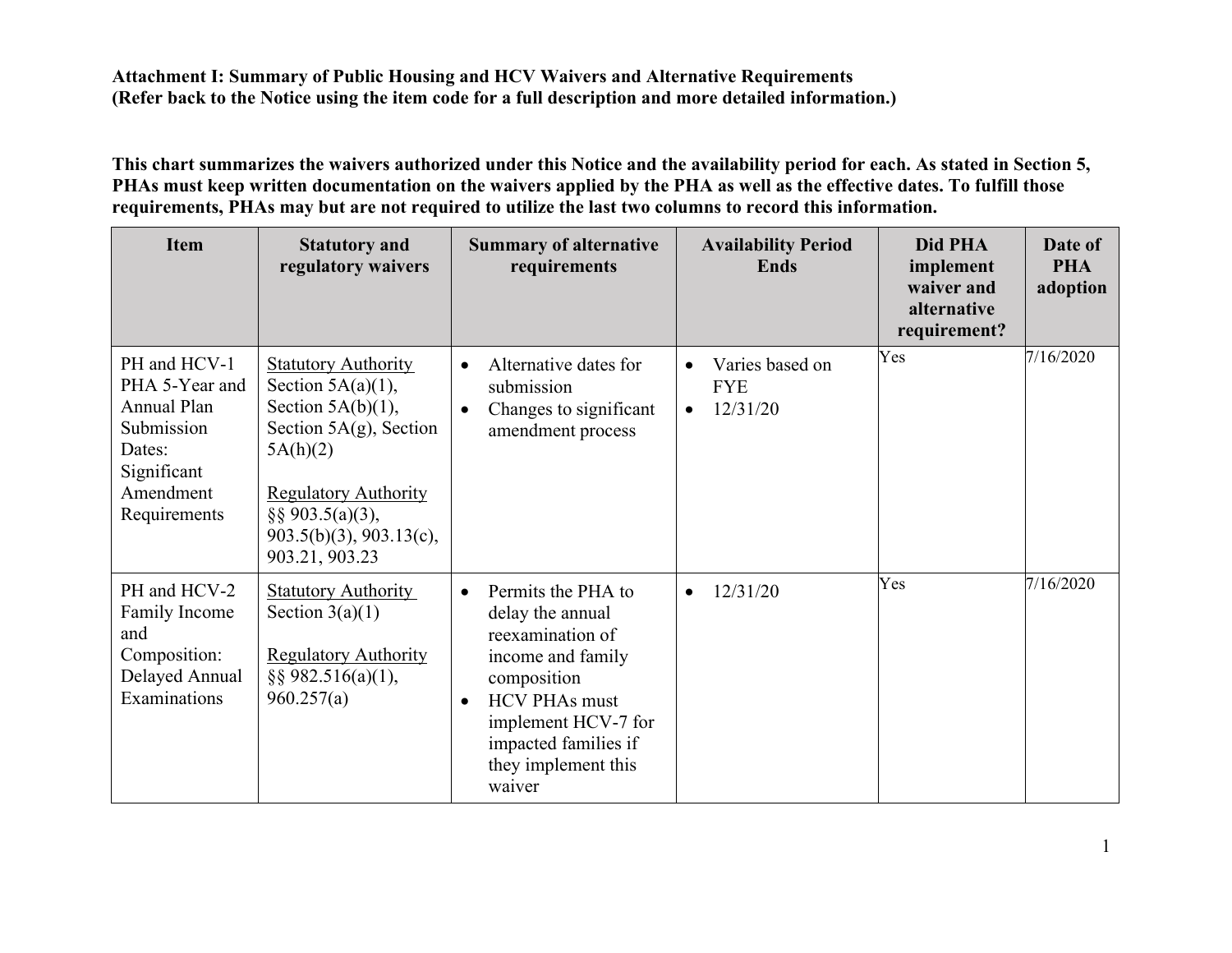**Attachment I: Summary of Public Housing and HCV Waivers and Alternative Requirements**
**(Refer back to the Notice using the item code for a full description and more detailed information.)**

**This chart summarizes the waivers authorized under this Notice and the availability period for each. As stated in Section 5, PHAs must keep written documentation on the waivers applied by the PHA as well as the effective dates. To fulfill those requirements, PHAs may but are not required to utilize the last two columns to record this information.**

| Item | Statutory and regulatory waivers | Summary of alternative requirements | Availability Period Ends | Did PHA implement waiver and alternative requirement? | Date of PHA adoption |
|---|---|---|---|---|---|
| PH and HCV-1 PHA 5-Year and Annual Plan Submission Dates: Significant Amendment Requirements | Statutory Authority<br>Section 5A(a)(1), Section 5A(b)(1), Section 5A(g), Section 5A(h)(2)<br><br>Regulatory Authority<br>§§ 903.5(a)(3), 903.5(b)(3), 903.13(c), 903.21, 903.23 | • Alternative dates for submission<br>• Changes to significant amendment process | • Varies based on FYE<br>• 12/31/20 | Yes | 7/16/2020 |
| PH and HCV-2 Family Income and Composition: Delayed Annual Examinations | Statutory Authority<br>Section 3(a)(1)<br><br>Regulatory Authority<br>§§ 982.516(a)(1), 960.257(a) | • Permits the PHA to delay the annual reexamination of income and family composition<br>• HCV PHAs must implement HCV-7 for impacted families if they implement this waiver | • 12/31/20 | Yes | 7/16/2020 |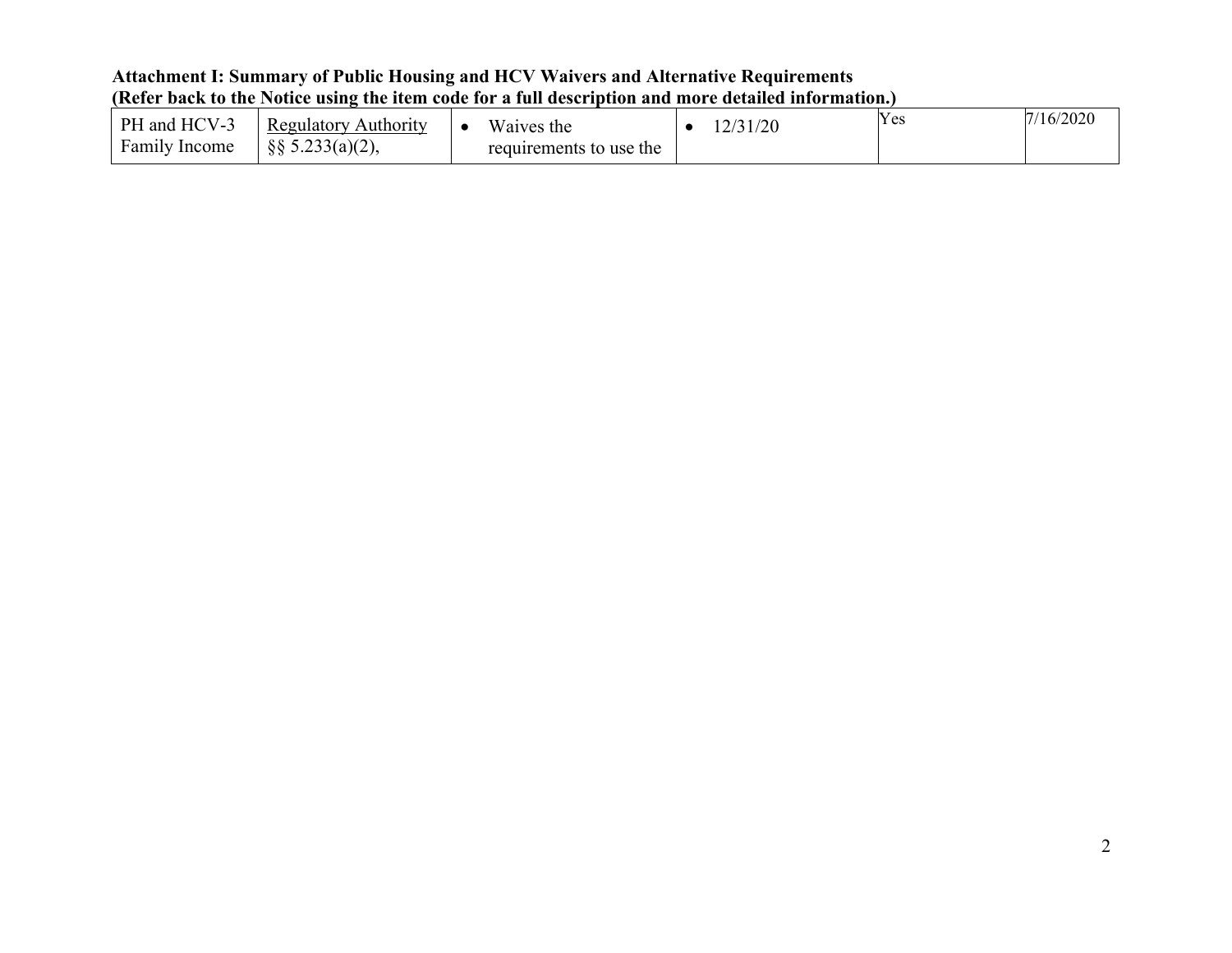**Attachment I: Summary of Public Housing and HCV Waivers and Alternative Requirements**
**(Refer back to the Notice using the item code for a full description and more detailed information.)**

| | | | | | |
|---|---|---|---|---|---|
| PH and HCV-3 Family Income | <u>Regulatory Authority</u> §§ 5.233(a)(2), | • Waives the requirements to use the | • 12/31/20 | Yes | 7/16/2020 |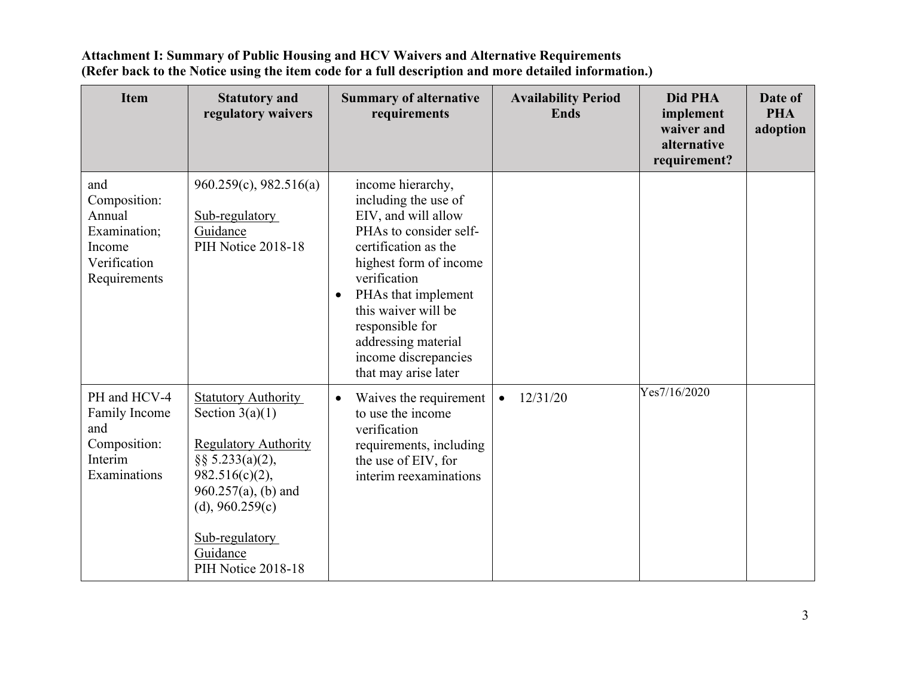**Attachment I: Summary of Public Housing and HCV Waivers and Alternative Requirements**
**(Refer back to the Notice using the item code for a full description and more detailed information.)**

| Item | Statutory and regulatory waivers | Summary of alternative requirements | Availability Period Ends | Did PHA implement waiver and alternative requirement? | Date of PHA adoption |
|---|---|---|---|---|---|
| and Composition: Annual Examination; Income Verification Requirements | 960.259(c), 982.516(a)<br><br>Sub-regulatory Guidance<br>PIH Notice 2018-18 | income hierarchy, including the use of EIV, and will allow PHAs to consider self-certification as the highest form of income verification<br>• PHAs that implement this waiver will be responsible for addressing material income discrepancies that may arise later | | | |
| PH and HCV-4 Family Income and Composition: Interim Examinations | Statutory Authority<br>Section 3(a)(1)<br><br>Regulatory Authority<br>§§ 5.233(a)(2), 982.516(c)(2), 960.257(a), (b) and (d), 960.259(c)<br><br>Sub-regulatory Guidance<br>PIH Notice 2018-18 | • Waives the requirement to use the income verification requirements, including the use of EIV, for interim reexaminations | • 12/31/20 | Yes7/16/2020 | |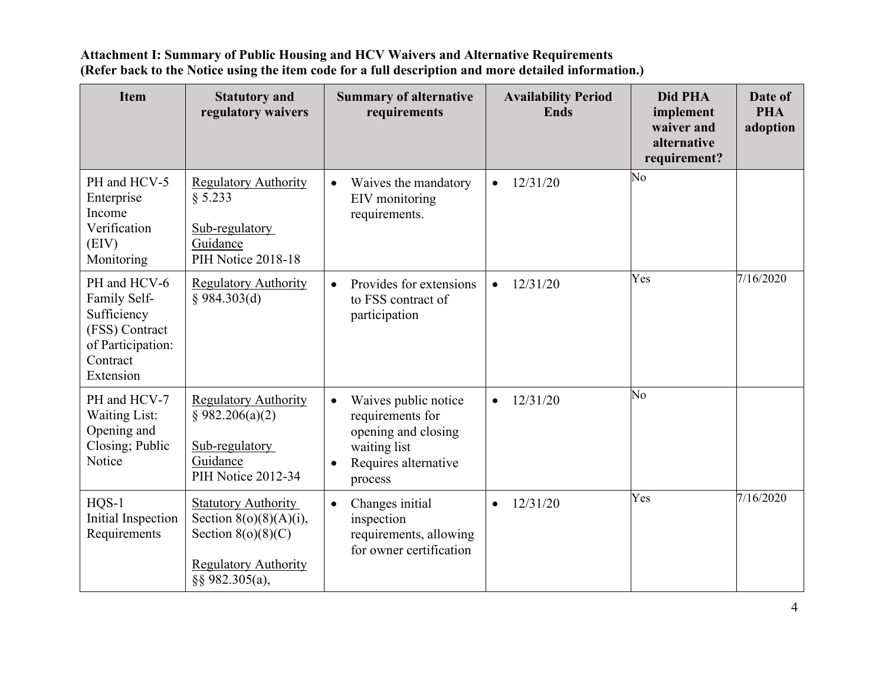**Attachment I: Summary of Public Housing and HCV Waivers and Alternative Requirements**
**(Refer back to the Notice using the item code for a full description and more detailed information.)**

| Item | Statutory and regulatory waivers | Summary of alternative requirements | Availability Period Ends | Did PHA implement waiver and alternative requirement? | Date of PHA adoption |
|---|---|---|---|---|---|
| PH and HCV-5 Enterprise Income Verification (EIV) Monitoring | Regulatory Authority<br>§ 5.233<br><br>Sub-regulatory Guidance<br>PIH Notice 2018-18 | • Waives the mandatory EIV monitoring requirements. | • 12/31/20 | No | |
| PH and HCV-6 Family Self-Sufficiency (FSS) Contract of Participation: Contract Extension | Regulatory Authority<br>§ 984.303(d) | • Provides for extensions to FSS contract of participation | • 12/31/20 | Yes | 7/16/2020 |
| PH and HCV-7 Waiting List: Opening and Closing; Public Notice | Regulatory Authority<br>§ 982.206(a)(2)<br><br>Sub-regulatory Guidance<br>PIH Notice 2012-34 | • Waives public notice requirements for opening and closing waiting list<br>• Requires alternative process | • 12/31/20 | No | |
| HQS-1<br>Initial Inspection Requirements | Statutory Authority<br>Section 8(o)(8)(A)(i), Section 8(o)(8)(C)<br><br>Regulatory Authority<br>§§ 982.305(a), | • Changes initial inspection requirements, allowing for owner certification | • 12/31/20 | Yes | 7/16/2020 |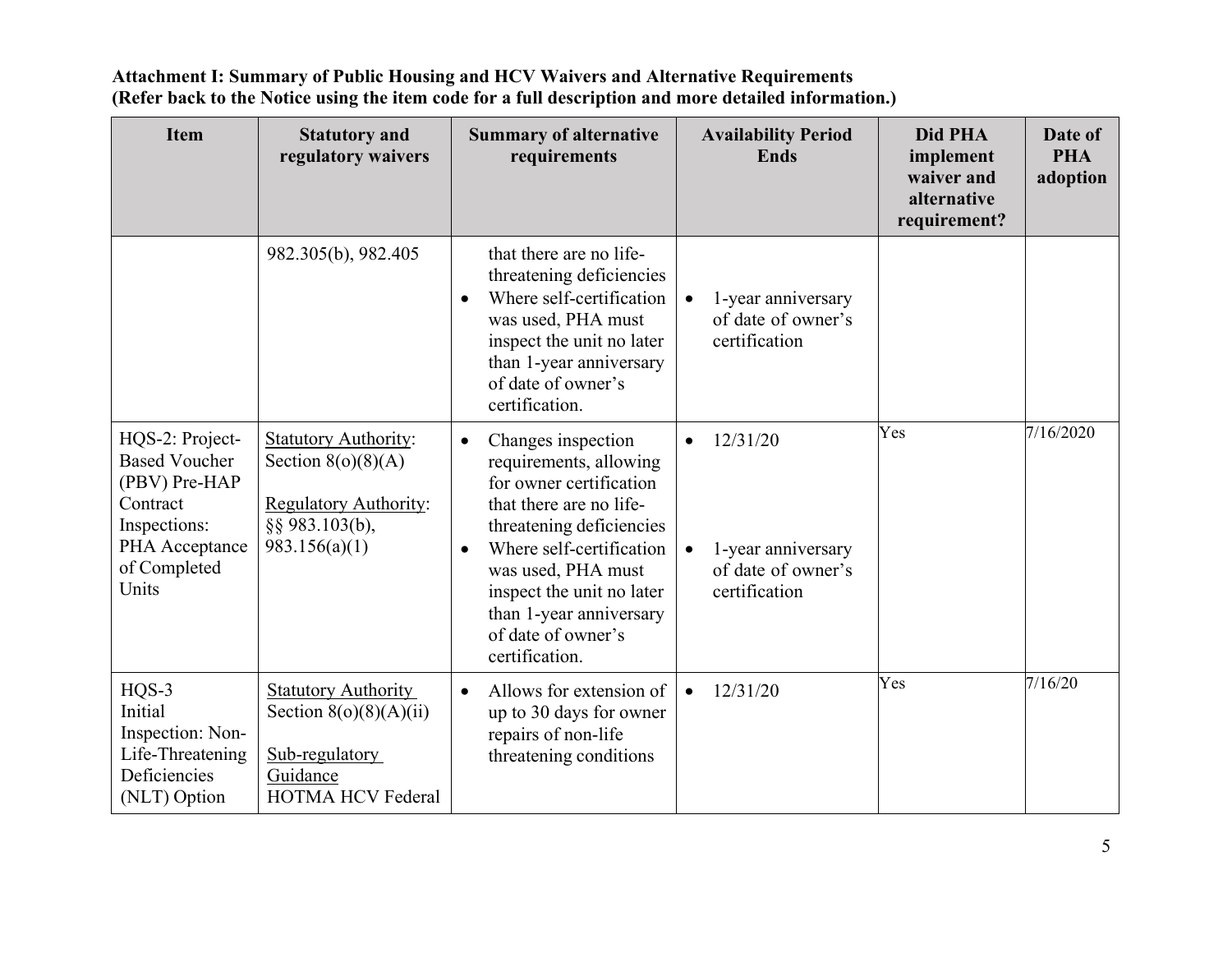**Attachment I: Summary of Public Housing and HCV Waivers and Alternative Requirements**
**(Refer back to the Notice using the item code for a full description and more detailed information.)**

| Item | Statutory and regulatory waivers | Summary of alternative requirements | Availability Period Ends | Did PHA implement waiver and alternative requirement? | Date of PHA adoption |
|---|---|---|---|---|---|
| | 982.305(b), 982.405 | that there are no life-threatening deficiencies<br>• Where self-certification was used, PHA must inspect the unit no later than 1-year anniversary of date of owner's certification. | • 1-year anniversary of date of owner's certification | | |
| HQS-2: Project-Based Voucher (PBV) Pre-HAP Contract Inspections: PHA Acceptance of Completed Units | Statutory Authority: Section 8(o)(8)(A)<br><br>Regulatory Authority: §§ 983.103(b), 983.156(a)(1) | • Changes inspection requirements, allowing for owner certification that there are no life-threatening deficiencies<br>• Where self-certification was used, PHA must inspect the unit no later than 1-year anniversary of date of owner's certification. | • 12/31/20<br><br>• 1-year anniversary of date of owner's certification | Yes | 7/16/2020 |
| HQS-3 Initial Inspection: Non-Life-Threatening Deficiencies (NLT) Option | Statutory Authority Section 8(o)(8)(A)(ii)<br><br>Sub-regulatory Guidance HOTMA HCV Federal | • Allows for extension of up to 30 days for owner repairs of non-life threatening conditions | • 12/31/20 | Yes | 7/16/20 |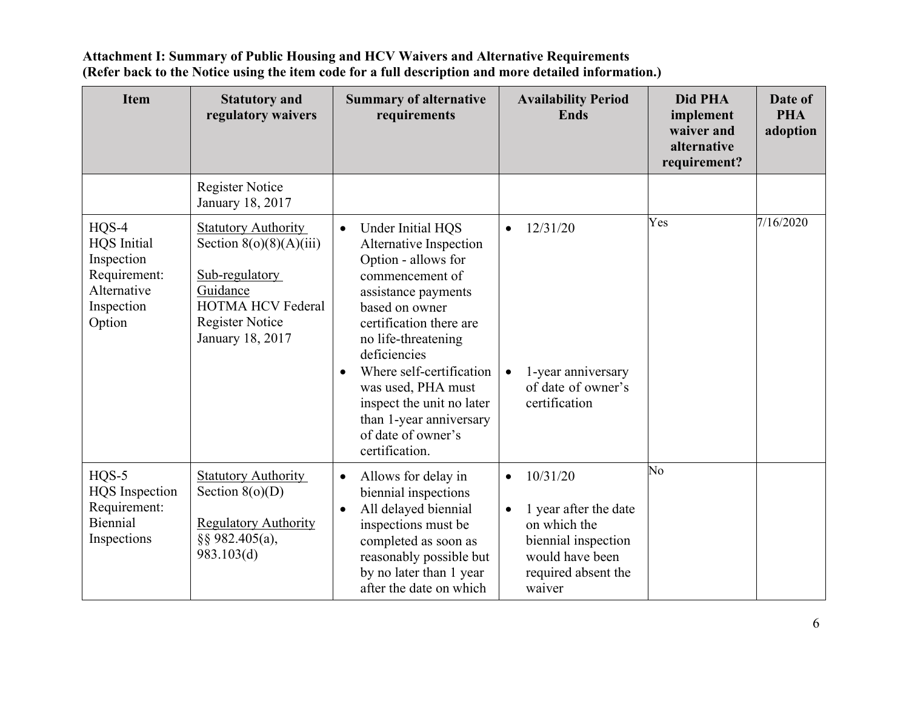**Attachment I: Summary of Public Housing and HCV Waivers and Alternative Requirements**
**(Refer back to the Notice using the item code for a full description and more detailed information.)**

| Item | Statutory and regulatory waivers | Summary of alternative requirements | Availability Period Ends | Did PHA implement waiver and alternative requirement? | Date of PHA adoption |
|---|---|---|---|---|---|
| | Register Notice January 18, 2017 | | | | |
| HQS-4 HQS Initial Inspection Requirement: Alternative Inspection Option | Statutory Authority Section 8(o)(8)(A)(iii)<br><br>Sub-regulatory Guidance HOTMA HCV Federal Register Notice January 18, 2017 | • Under Initial HQS Alternative Inspection Option - allows for commencement of assistance payments based on owner certification there are no life-threatening deficiencies<br>• Where self-certification was used, PHA must inspect the unit no later than 1-year anniversary of date of owner's certification. | • 12/31/20<br><br>• 1-year anniversary of date of owner's certification | Yes | 7/16/2020 |
| HQS-5 HQS Inspection Requirement: Biennial Inspections | Statutory Authority Section 8(o)(D)<br><br>Regulatory Authority §§ 982.405(a), 983.103(d) | • Allows for delay in biennial inspections<br>• All delayed biennial inspections must be completed as soon as reasonably possible but by no later than 1 year after the date on which | • 10/31/20<br><br>• 1 year after the date on which the biennial inspection would have been required absent the waiver | No | |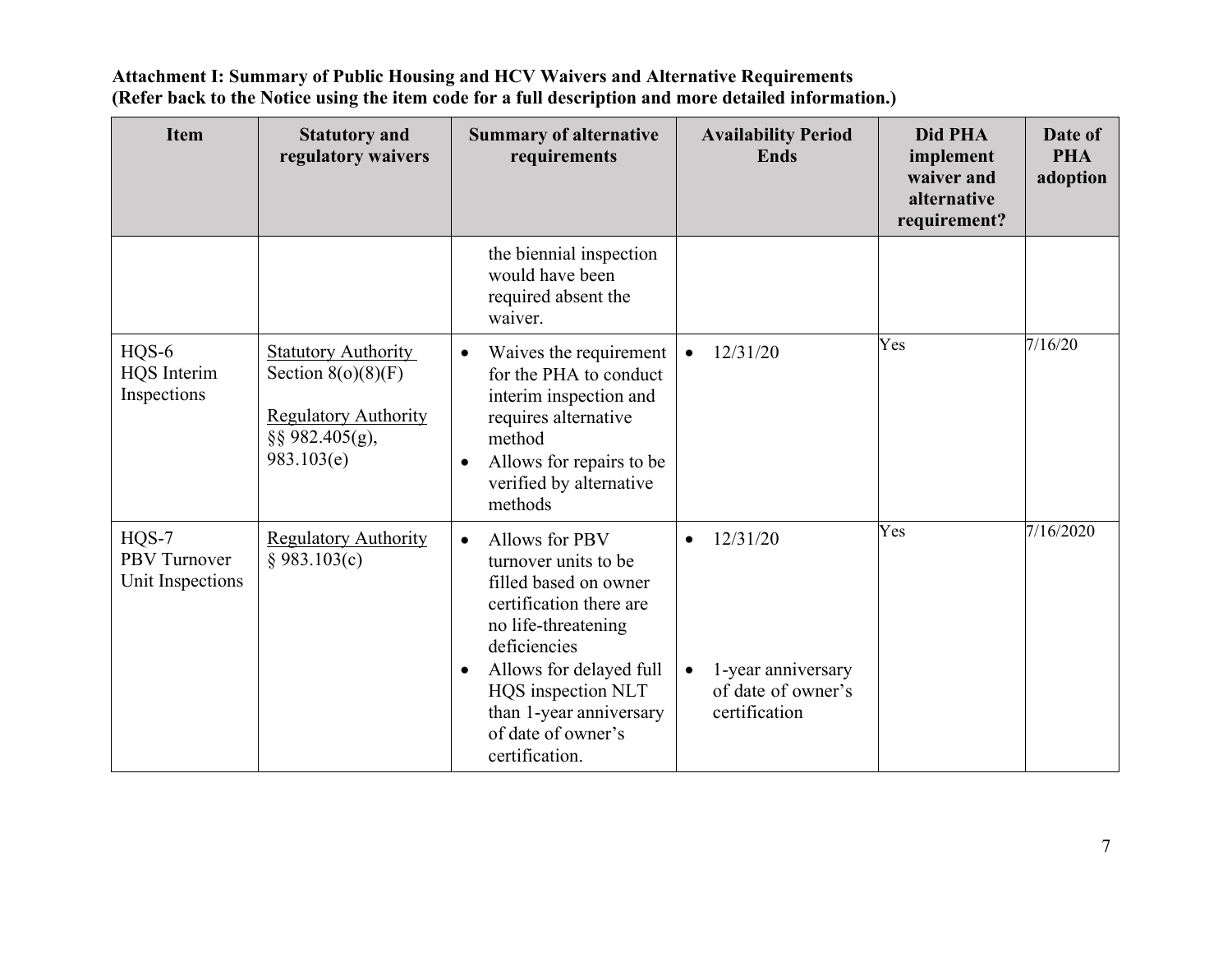**Attachment I: Summary of Public Housing and HCV Waivers and Alternative Requirements**
**(Refer back to the Notice using the item code for a full description and more detailed information.)**

| Item | Statutory and regulatory waivers | Summary of alternative requirements | Availability Period Ends | Did PHA implement waiver and alternative requirement? | Date of PHA adoption |
|---|---|---|---|---|---|
| | | the biennial inspection would have been required absent the waiver. | | | |
| HQS-6<br>HQS Interim Inspections | Statutory Authority<br>Section 8(o)(8)(F)<br><br>Regulatory Authority<br>§§ 982.405(g), 983.103(e) | • Waives the requirement for the PHA to conduct interim inspection and requires alternative method<br>• Allows for repairs to be verified by alternative methods | • 12/31/20 | Yes | 7/16/20 |
| HQS-7<br>PBV Turnover Unit Inspections | Regulatory Authority<br>§ 983.103(c) | • Allows for PBV turnover units to be filled based on owner certification there are no life-threatening deficiencies<br>• Allows for delayed full HQS inspection NLT than 1-year anniversary of date of owner's certification. | • 12/31/20<br><br>• 1-year anniversary of date of owner's certification | Yes | 7/16/2020 |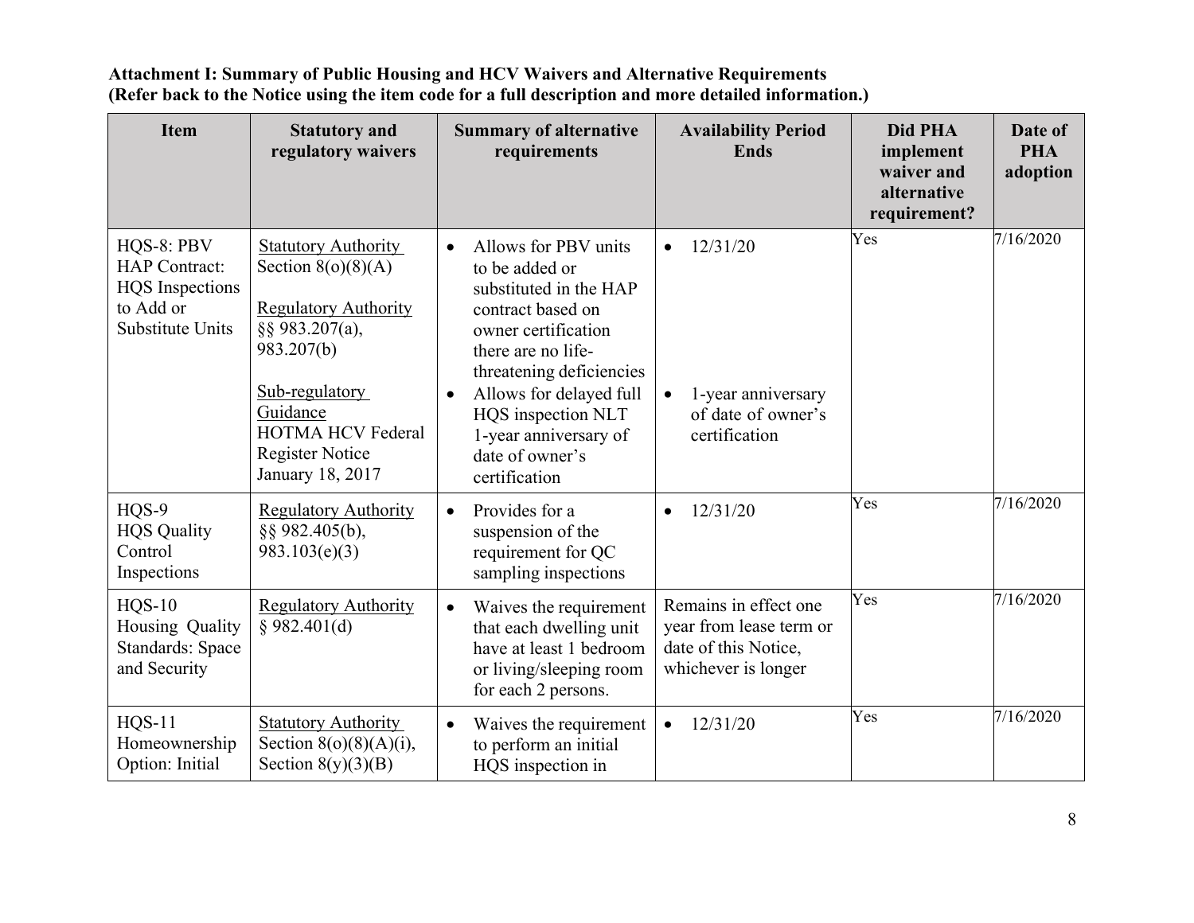**Attachment I: Summary of Public Housing and HCV Waivers and Alternative Requirements**
**(Refer back to the Notice using the item code for a full description and more detailed information.)**

| Item | Statutory and regulatory waivers | Summary of alternative requirements | Availability Period Ends | Did PHA implement waiver and alternative requirement? | Date of PHA adoption |
|---|---|---|---|---|---|
| HQS-8: PBV HAP Contract: HQS Inspections to Add or Substitute Units | Statutory Authority<br>Section 8(o)(8)(A)<br><br>Regulatory Authority<br>§§ 983.207(a), 983.207(b)<br><br>Sub-regulatory Guidance<br>HOTMA HCV Federal Register Notice January 18, 2017 | • Allows for PBV units to be added or substituted in the HAP contract based on owner certification there are no life-threatening deficiencies<br>• Allows for delayed full HQS inspection NLT 1-year anniversary of date of owner's certification | • 12/31/20<br><br>• 1-year anniversary of date of owner's certification | Yes | 7/16/2020 |
| HQS-9<br>HQS Quality Control Inspections | Regulatory Authority<br>§§ 982.405(b), 983.103(e)(3) | • Provides for a suspension of the requirement for QC sampling inspections | • 12/31/20 | Yes | 7/16/2020 |
| HQS-10<br>Housing Quality Standards: Space and Security | Regulatory Authority<br>§ 982.401(d) | • Waives the requirement that each dwelling unit have at least 1 bedroom or living/sleeping room for each 2 persons. | Remains in effect one year from lease term or date of this Notice, whichever is longer | Yes | 7/16/2020 |
| HQS-11<br>Homeownership Option: Initial | Statutory Authority<br>Section 8(o)(8)(A)(i), Section 8(y)(3)(B) | • Waives the requirement to perform an initial HQS inspection in | • 12/31/20 | Yes | 7/16/2020 |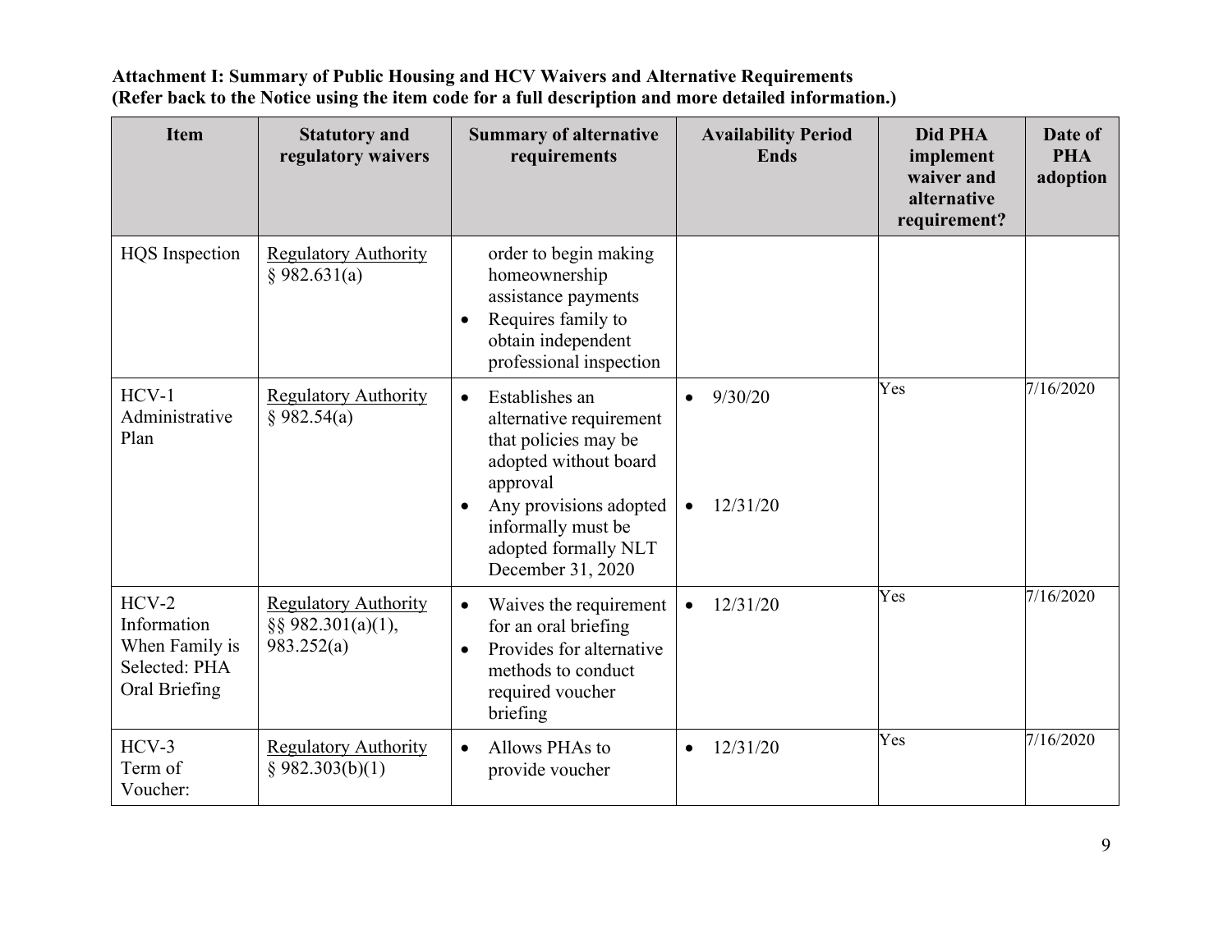**Attachment I: Summary of Public Housing and HCV Waivers and Alternative Requirements**
**(Refer back to the Notice using the item code for a full description and more detailed information.)**

| Item | Statutory and regulatory waivers | Summary of alternative requirements | Availability Period Ends | Did PHA implement waiver and alternative requirement? | Date of PHA adoption |
|---|---|---|---|---|---|
| HQS Inspection | Regulatory Authority § 982.631(a) | order to begin making homeownership assistance payments<br>• Requires family to obtain independent professional inspection | | | |
| HCV-1 Administrative Plan | Regulatory Authority § 982.54(a) | • Establishes an alternative requirement that policies may be adopted without board approval<br>• Any provisions adopted informally must be adopted formally NLT December 31, 2020 | • 9/30/20<br>• 12/31/20 | Yes | 7/16/2020 |
| HCV-2 Information When Family is Selected: PHA Oral Briefing | Regulatory Authority §§ 982.301(a)(1), 983.252(a) | • Waives the requirement for an oral briefing<br>• Provides for alternative methods to conduct required voucher briefing | • 12/31/20 | Yes | 7/16/2020 |
| HCV-3 Term of Voucher: | Regulatory Authority § 982.303(b)(1) | • Allows PHAs to provide voucher | • 12/31/20 | Yes | 7/16/2020 |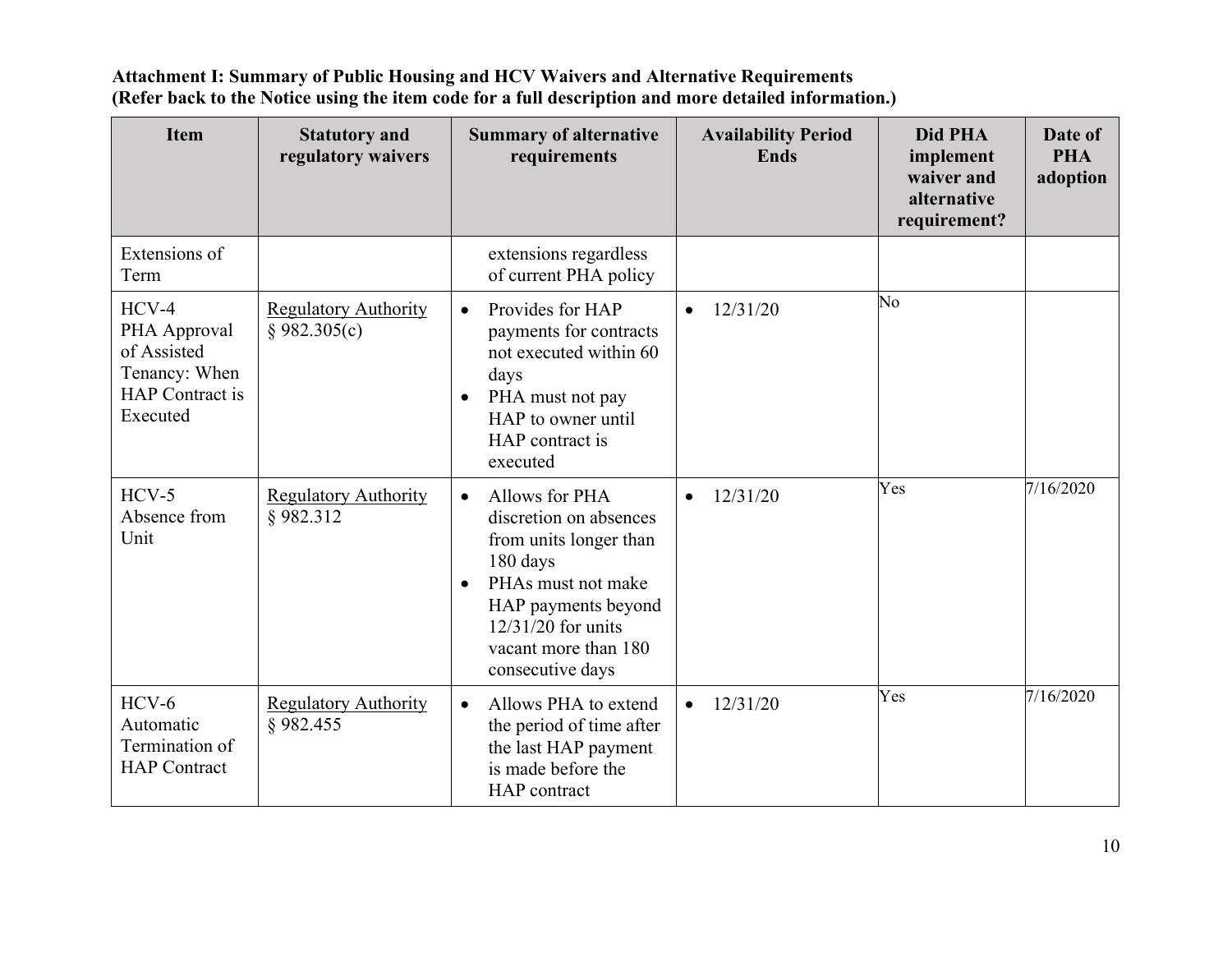**Attachment I: Summary of Public Housing and HCV Waivers and Alternative Requirements**
**(Refer back to the Notice using the item code for a full description and more detailed information.)**

| Item | Statutory and regulatory waivers | Summary of alternative requirements | Availability Period Ends | Did PHA implement waiver and alternative requirement? | Date of PHA adoption |
|---|---|---|---|---|---|
| Extensions of Term | | extensions regardless of current PHA policy | | | |
| HCV-4 PHA Approval of Assisted Tenancy: When HAP Contract is Executed | Regulatory Authority § 982.305(c) | • Provides for HAP payments for contracts not executed within 60 days<br>• PHA must not pay HAP to owner until HAP contract is executed | • 12/31/20 | No | |
| HCV-5 Absence from Unit | Regulatory Authority § 982.312 | • Allows for PHA discretion on absences from units longer than 180 days<br>• PHAs must not make HAP payments beyond 12/31/20 for units vacant more than 180 consecutive days | • 12/31/20 | Yes | 7/16/2020 |
| HCV-6 Automatic Termination of HAP Contract | Regulatory Authority § 982.455 | • Allows PHA to extend the period of time after the last HAP payment is made before the HAP contract | • 12/31/20 | Yes | 7/16/2020 |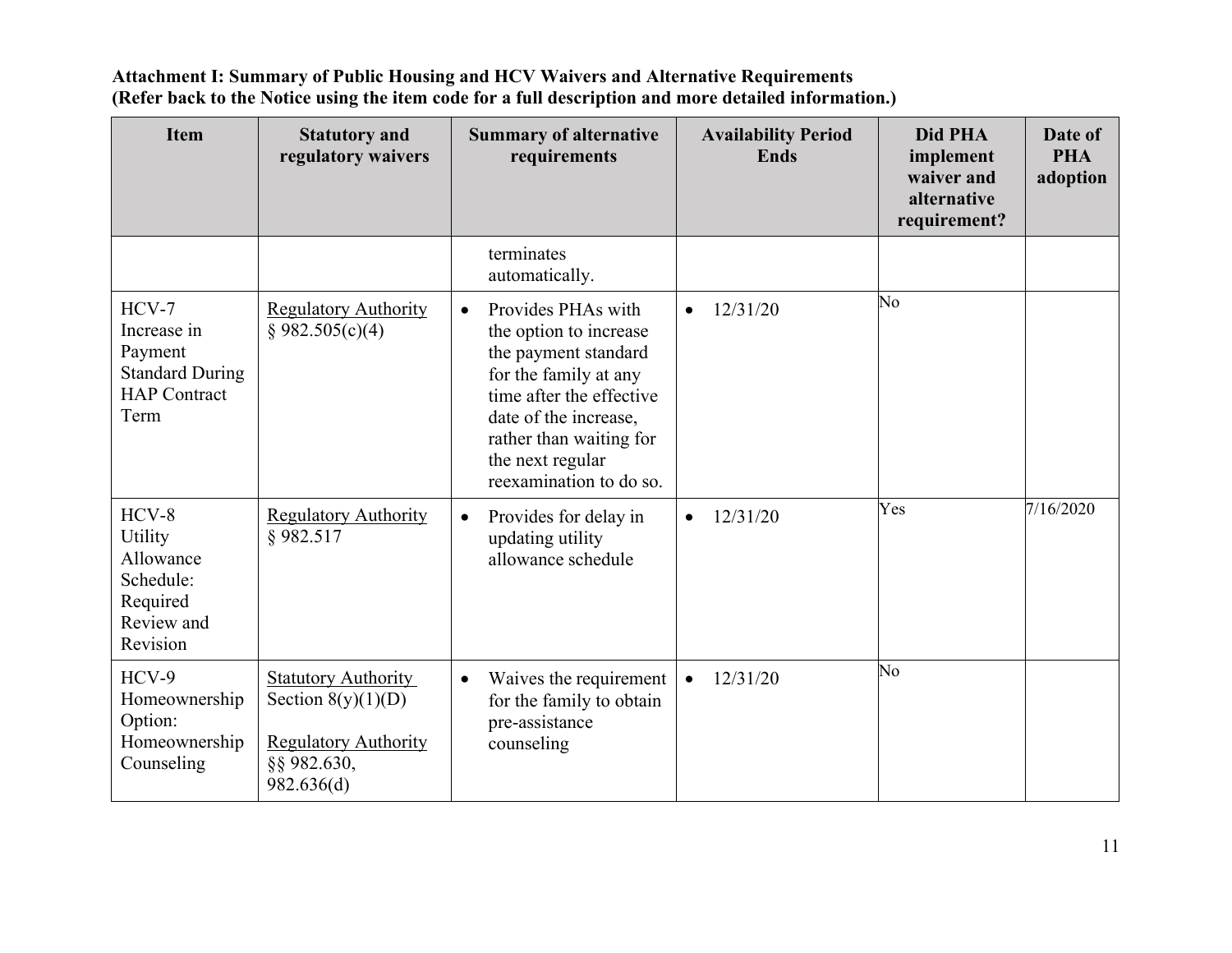**Attachment I: Summary of Public Housing and HCV Waivers and Alternative Requirements**
**(Refer back to the Notice using the item code for a full description and more detailed information.)**

| Item | Statutory and regulatory waivers | Summary of alternative requirements | Availability Period Ends | Did PHA implement waiver and alternative requirement? | Date of PHA adoption |
|---|---|---|---|---|---|
| | | terminates automatically. | | | |
| HCV-7 Increase in Payment Standard During HAP Contract Term | Regulatory Authority § 982.505(c)(4) | • Provides PHAs with the option to increase the payment standard for the family at any time after the effective date of the increase, rather than waiting for the next regular reexamination to do so. | • 12/31/20 | No | |
| HCV-8 Utility Allowance Schedule: Required Review and Revision | Regulatory Authority § 982.517 | • Provides for delay in updating utility allowance schedule | • 12/31/20 | Yes | 7/16/2020 |
| HCV-9 Homeownership Option: Homeownership Counseling | Statutory Authority Section 8(y)(1)(D)<br><br>Regulatory Authority §§ 982.630, 982.636(d) | • Waives the requirement for the family to obtain pre-assistance counseling | • 12/31/20 | No | |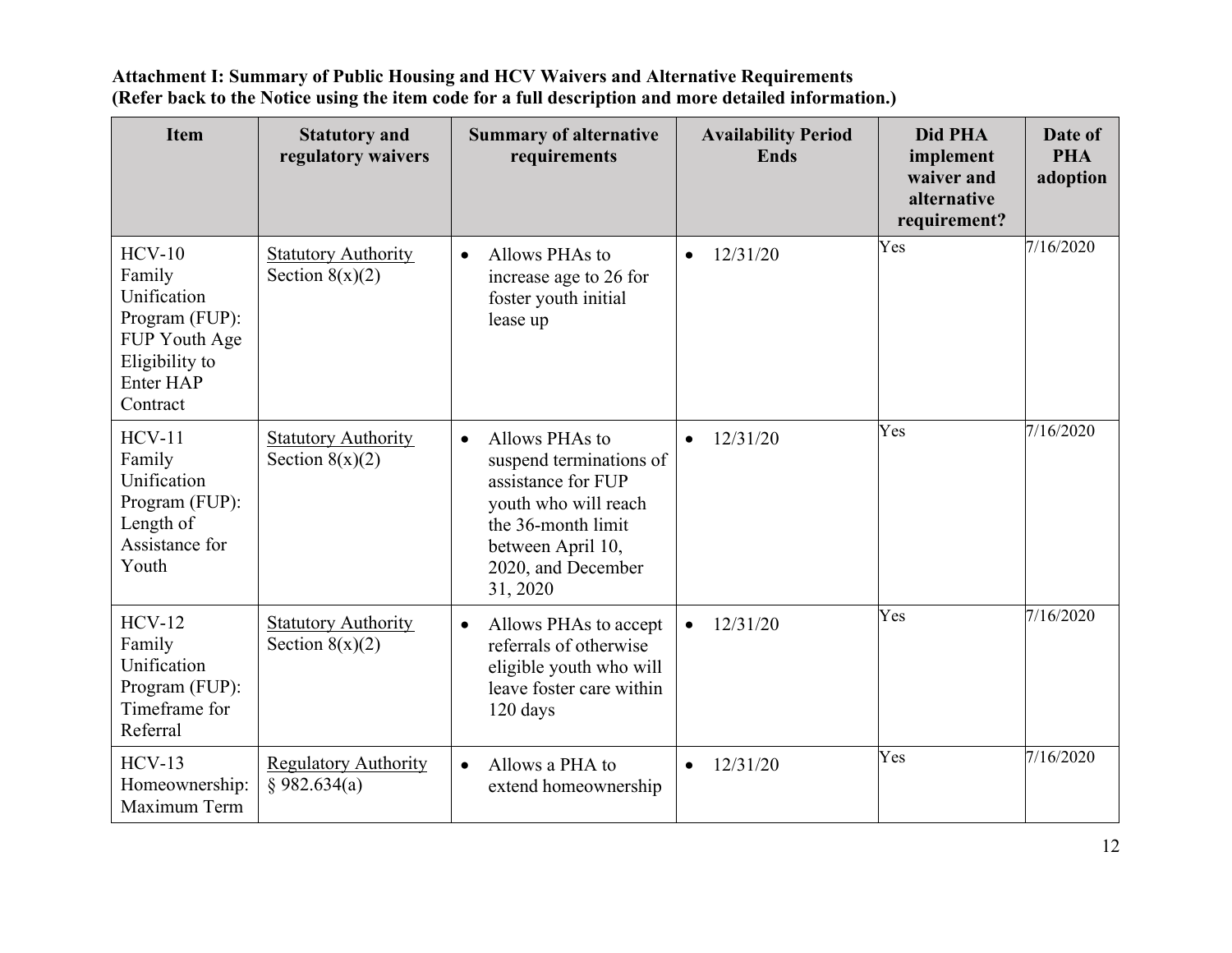**Attachment I: Summary of Public Housing and HCV Waivers and Alternative Requirements**
**(Refer back to the Notice using the item code for a full description and more detailed information.)**

| Item | Statutory and regulatory waivers | Summary of alternative requirements | Availability Period Ends | Did PHA implement waiver and alternative requirement? | Date of PHA adoption |
|---|---|---|---|---|---|
| HCV-10 Family Unification Program (FUP): FUP Youth Age Eligibility to Enter HAP Contract | Statutory Authority Section 8(x)(2) | • Allows PHAs to increase age to 26 for foster youth initial lease up | • 12/31/20 | Yes | 7/16/2020 |
| HCV-11 Family Unification Program (FUP): Length of Assistance for Youth | Statutory Authority Section 8(x)(2) | • Allows PHAs to suspend terminations of assistance for FUP youth who will reach the 36-month limit between April 10, 2020, and December 31, 2020 | • 12/31/20 | Yes | 7/16/2020 |
| HCV-12 Family Unification Program (FUP): Timeframe for Referral | Statutory Authority Section 8(x)(2) | • Allows PHAs to accept referrals of otherwise eligible youth who will leave foster care within 120 days | • 12/31/20 | Yes | 7/16/2020 |
| HCV-13 Homeownership: Maximum Term | Regulatory Authority § 982.634(a) | • Allows a PHA to extend homeownership | • 12/31/20 | Yes | 7/16/2020 |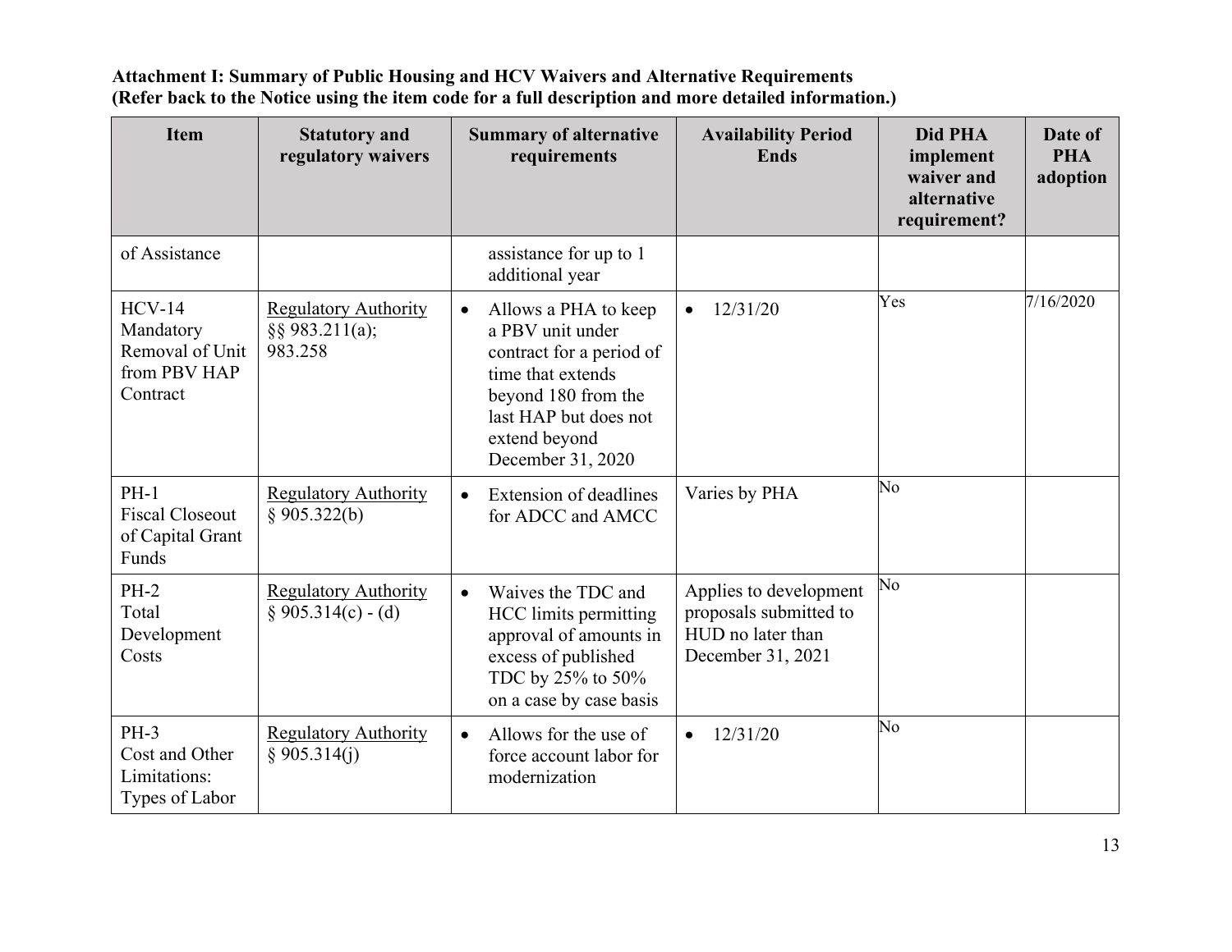**Attachment I: Summary of Public Housing and HCV Waivers and Alternative Requirements (Refer back to the Notice using the item code for a full description and more detailed information.)**

| Item | Statutory and regulatory waivers | Summary of alternative requirements | Availability Period Ends | Did PHA implement waiver and alternative requirement? | Date of PHA adoption |
|---|---|---|---|---|---|
| of Assistance | | assistance for up to 1 additional year | | | |
| HCV-14 Mandatory Removal of Unit from PBV HAP Contract | Regulatory Authority §§ 983.211(a); 983.258 | • Allows a PHA to keep a PBV unit under contract for a period of time that extends beyond 180 from the last HAP but does not extend beyond December 31, 2020 | • 12/31/20 | Yes | 7/16/2020 |
| PH-1 Fiscal Closeout of Capital Grant Funds | Regulatory Authority § 905.322(b) | • Extension of deadlines for ADCC and AMCC | Varies by PHA | No | |
| PH-2 Total Development Costs | Regulatory Authority § 905.314(c) - (d) | • Waives the TDC and HCC limits permitting approval of amounts in excess of published TDC by 25% to 50% on a case by case basis | Applies to development proposals submitted to HUD no later than December 31, 2021 | No | |
| PH-3 Cost and Other Limitations: Types of Labor | Regulatory Authority § 905.314(j) | • Allows for the use of force account labor for modernization | • 12/31/20 | No | |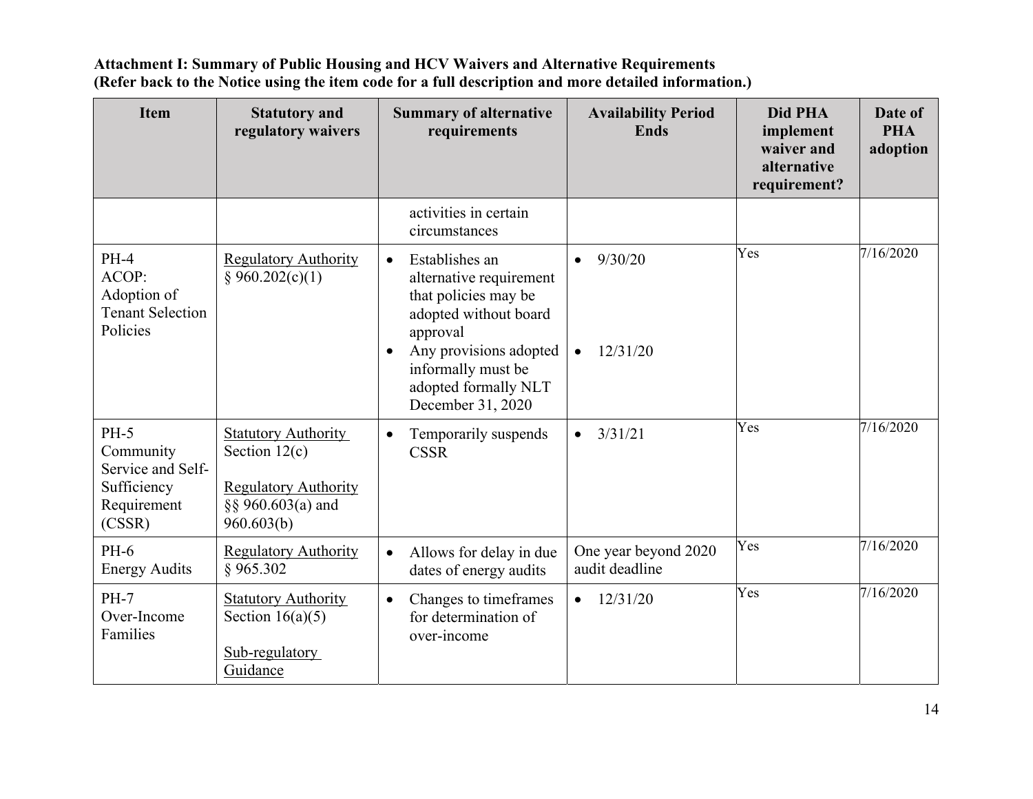**Attachment I: Summary of Public Housing and HCV Waivers and Alternative Requirements (Refer back to the Notice using the item code for a full description and more detailed information.)**

| Item | Statutory and regulatory waivers | Summary of alternative requirements | Availability Period Ends | Did PHA implement waiver and alternative requirement? | Date of PHA adoption |
|---|---|---|---|---|---|
| | | activities in certain circumstances | | | |
| PH-4 ACOP: Adoption of Tenant Selection Policies | Regulatory Authority § 960.202(c)(1) | • Establishes an alternative requirement that policies may be adopted without board approval<br>• Any provisions adopted informally must be adopted formally NLT December 31, 2020 | • 9/30/20<br>• 12/31/20 | Yes | 7/16/2020 |
| PH-5 Community Service and Self-Sufficiency Requirement (CSSR) | Statutory Authority Section 12(c)<br><br>Regulatory Authority §§ 960.603(a) and 960.603(b) | • Temporarily suspends CSSR | • 3/31/21 | Yes | 7/16/2020 |
| PH-6 Energy Audits | Regulatory Authority § 965.302 | • Allows for delay in due dates of energy audits | One year beyond 2020 audit deadline | Yes | 7/16/2020 |
| PH-7 Over-Income Families | Statutory Authority Section 16(a)(5)<br><br>Sub-regulatory Guidance | • Changes to timeframes for determination of over-income | • 12/31/20 | Yes | 7/16/2020 |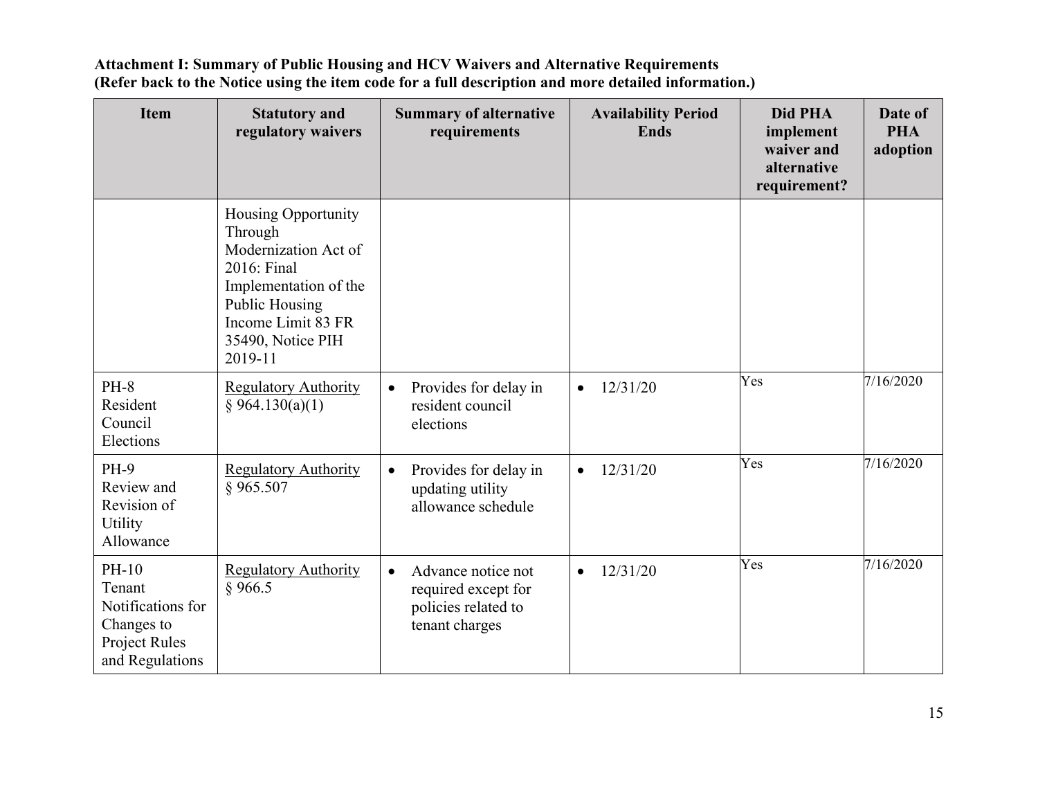**Attachment I: Summary of Public Housing and HCV Waivers and Alternative Requirements**
**(Refer back to the Notice using the item code for a full description and more detailed information.)**

| Item | Statutory and regulatory waivers | Summary of alternative requirements | Availability Period Ends | Did PHA implement waiver and alternative requirement? | Date of PHA adoption |
|---|---|---|---|---|---|
| | Housing Opportunity Through Modernization Act of 2016: Final Implementation of the Public Housing Income Limit 83 FR 35490, Notice PIH 2019-11 | | | | |
| PH-8 Resident Council Elections | <u>Regulatory Authority</u> § 964.130(a)(1) | • Provides for delay in resident council elections | • 12/31/20 | Yes | 7/16/2020 |
| PH-9 Review and Revision of Utility Allowance | <u>Regulatory Authority</u> § 965.507 | • Provides for delay in updating utility allowance schedule | • 12/31/20 | Yes | 7/16/2020 |
| PH-10 Tenant Notifications for Changes to Project Rules and Regulations | <u>Regulatory Authority</u> § 966.5 | • Advance notice not required except for policies related to tenant charges | • 12/31/20 | Yes | 7/16/2020 |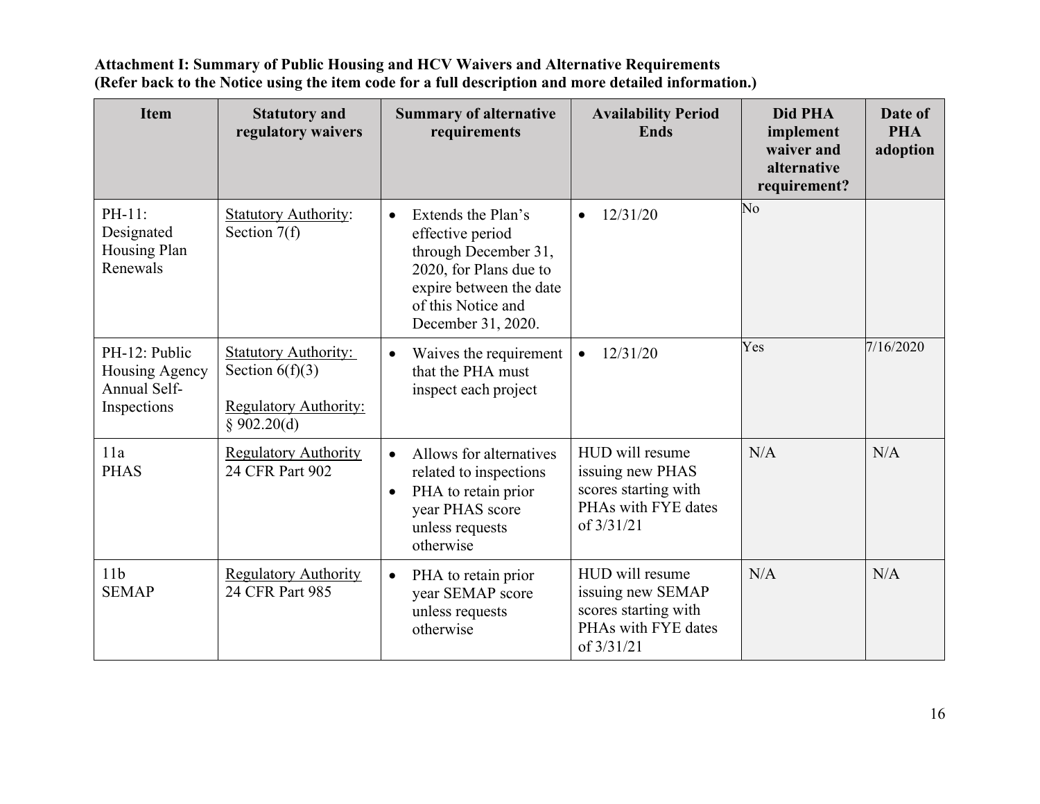**Attachment I: Summary of Public Housing and HCV Waivers and Alternative Requirements**
**(Refer back to the Notice using the item code for a full description and more detailed information.)**

| Item | Statutory and regulatory waivers | Summary of alternative requirements | Availability Period Ends | Did PHA implement waiver and alternative requirement? | Date of PHA adoption |
|---|---|---|---|---|---|
| PH-11: Designated Housing Plan Renewals | Statutory Authority: Section 7(f) | • Extends the Plan's effective period through December 31, 2020, for Plans due to expire between the date of this Notice and December 31, 2020. | • 12/31/20 | No | |
| PH-12: Public Housing Agency Annual Self-Inspections | Statutory Authority: Section 6(f)(3)<br><br>Regulatory Authority: § 902.20(d) | • Waives the requirement that the PHA must inspect each project | • 12/31/20 | Yes | 7/16/2020 |
| 11a PHAS | Regulatory Authority 24 CFR Part 902 | • Allows for alternatives related to inspections<br>• PHA to retain prior year PHAS score unless requests otherwise | HUD will resume issuing new PHAS scores starting with PHAs with FYE dates of 3/31/21 | N/A | N/A |
| 11b SEMAP | Regulatory Authority 24 CFR Part 985 | • PHA to retain prior year SEMAP score unless requests otherwise | HUD will resume issuing new SEMAP scores starting with PHAs with FYE dates of 3/31/21 | N/A | N/A |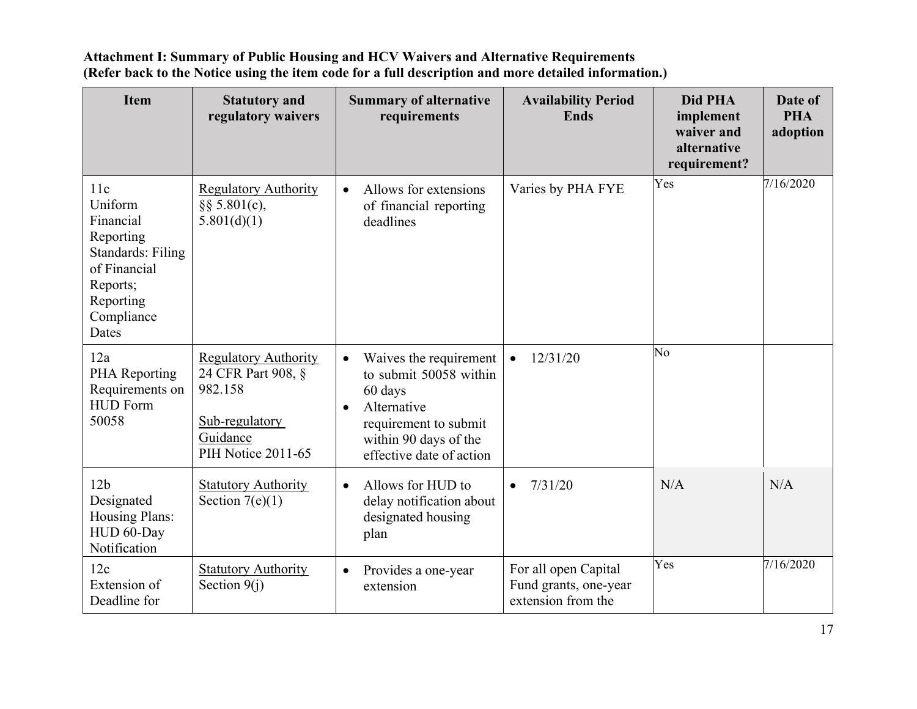**Attachment I: Summary of Public Housing and HCV Waivers and Alternative Requirements (Refer back to the Notice using the item code for a full description and more detailed information.)**

| Item | Statutory and regulatory waivers | Summary of alternative requirements | Availability Period Ends | Did PHA implement waiver and alternative requirement? | Date of PHA adoption |
|---|---|---|---|---|---|
| 11c Uniform Financial Reporting Standards: Filing of Financial Reports; Reporting Compliance Dates | Regulatory Authority §§ 5.801(c), 5.801(d)(1) | • Allows for extensions of financial reporting deadlines | Varies by PHA FYE | Yes | 7/16/2020 |
| 12a PHA Reporting Requirements on HUD Form 50058 | Regulatory Authority 24 CFR Part 908, § 982.158<br><br>Sub-regulatory Guidance PIH Notice 2011-65 | • Waives the requirement to submit 50058 within 60 days<br>• Alternative requirement to submit within 90 days of the effective date of action | • 12/31/20 | No | |
| 12b Designated Housing Plans: HUD 60-Day Notification | Statutory Authority Section 7(e)(1) | • Allows for HUD to delay notification about designated housing plan | • 7/31/20 | N/A | N/A |
| 12c Extension of Deadline for | Statutory Authority Section 9(j) | • Provides a one-year extension | For all open Capital Fund grants, one-year extension from the | Yes | 7/16/2020 |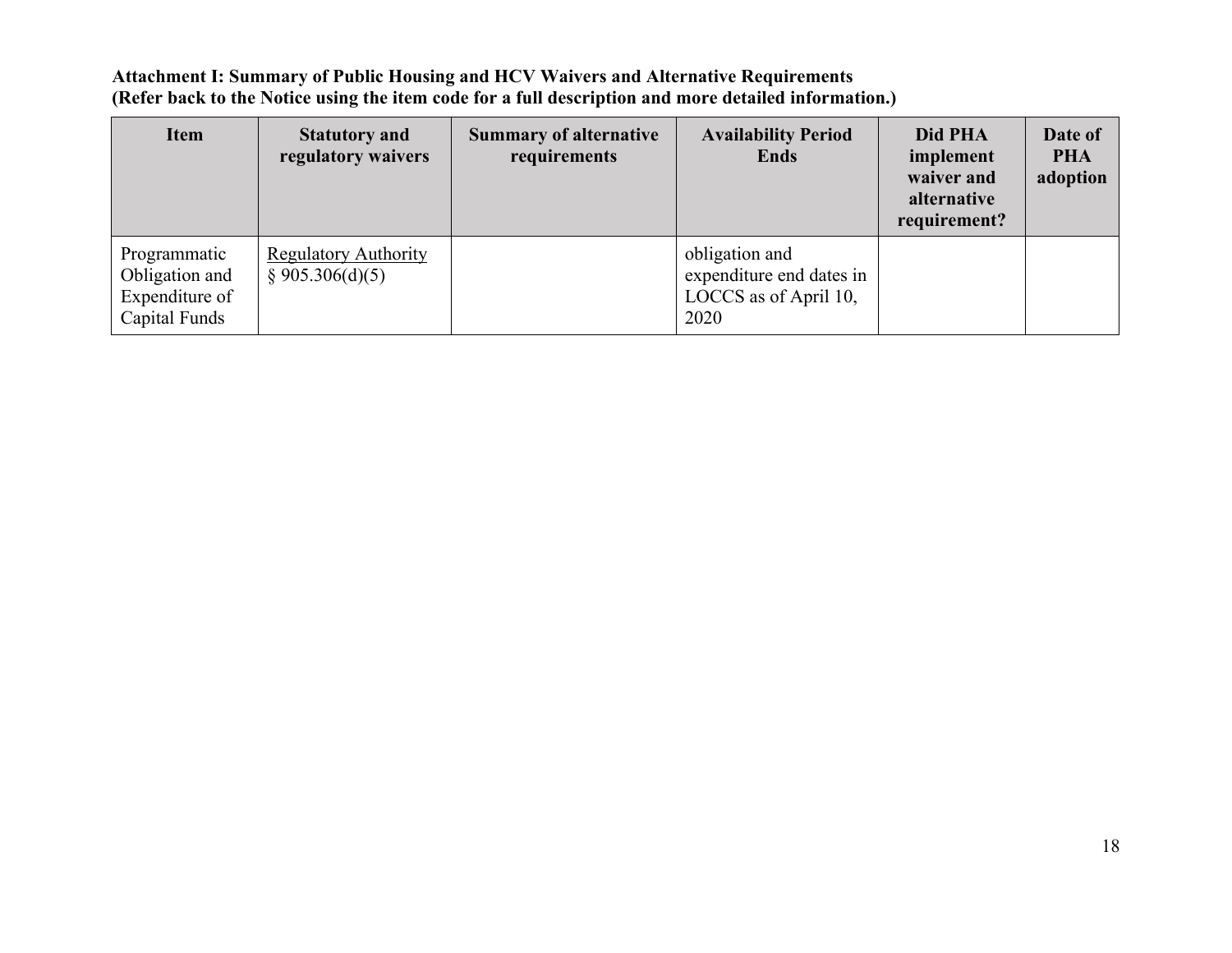**Attachment I: Summary of Public Housing and HCV Waivers and Alternative Requirements**
**(Refer back to the Notice using the item code for a full description and more detailed information.)**

| Item | Statutory and regulatory waivers | Summary of alternative requirements | Availability Period Ends | Did PHA implement waiver and alternative requirement? | Date of PHA adoption |
|---|---|---|---|---|---|
| Programmatic Obligation and Expenditure of Capital Funds | Regulatory Authority § 905.306(d)(5) | | obligation and expenditure end dates in LOCCS as of April 10, 2020 | | |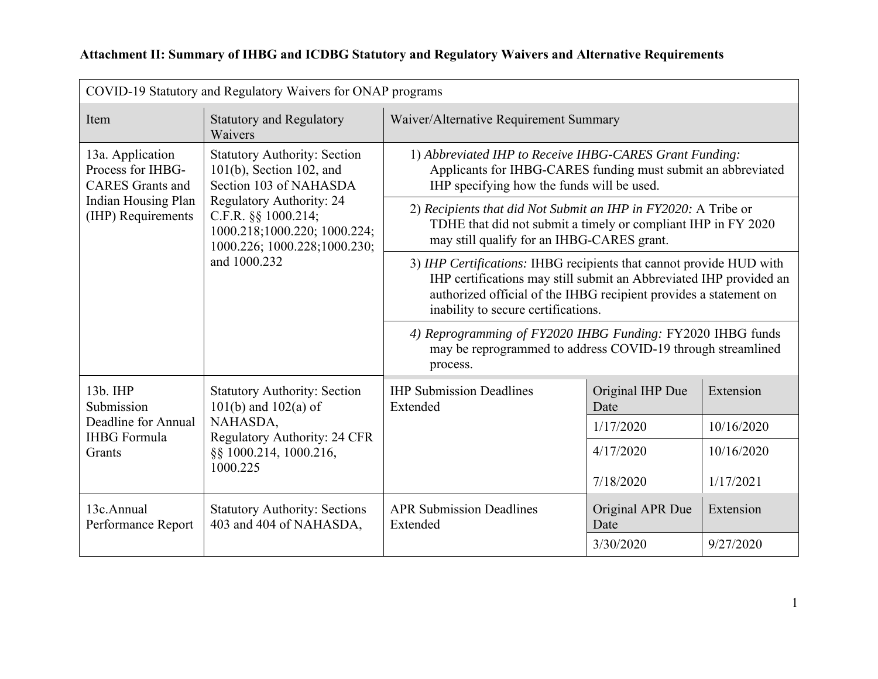**Attachment II: Summary of IHBG and ICDBG Statutory and Regulatory Waivers and Alternative Requirements**

| COVID-19 Statutory and Regulatory Waivers for ONAP programs | | | | |
|---|---|---|---|---|
| Item | Statutory and Regulatory Waivers | Waiver/Alternative Requirement Summary | | |
| 13a. Application Process for IHBG-CARES Grants and Indian Housing Plan (IHP) Requirements | Statutory Authority: Section 101(b), Section 102, and Section 103 of NAHASDA Regulatory Authority: 24 C.F.R. §§ 1000.214; 1000.218;1000.220; 1000.224; 1000.226; 1000.228;1000.230; and 1000.232 | 1) *Abbreviated IHP to Receive IHBG-CARES Grant Funding:* Applicants for IHBG-CARES funding must submit an abbreviated IHP specifying how the funds will be used. | | |
| | | 2) *Recipients that did Not Submit an IHP in FY2020:* A Tribe or TDHE that did not submit a timely or compliant IHP in FY 2020 may still qualify for an IHBG-CARES grant. | | |
| | | 3) *IHP Certifications:* IHBG recipients that cannot provide HUD with IHP certifications may still submit an Abbreviated IHP provided an authorized official of the IHBG recipient provides a statement on inability to secure certifications. | | |
| | | *4) Reprogramming of FY2020 IHBG Funding:* FY2020 IHBG funds may be reprogrammed to address COVID-19 through streamlined process. | | |
| 13b. IHP Submission Deadline for Annual IHBG Formula Grants | Statutory Authority: Section 101(b) and 102(a) of NAHASDA, Regulatory Authority: 24 CFR §§ 1000.214, 1000.216, 1000.225 | IHP Submission Deadlines Extended | Original IHP Due Date | Extension |
| | | | 1/17/2020 | 10/16/2020 |
| | | | 4/17/2020 | 10/16/2020 |
| | | | 7/18/2020 | 1/17/2021 |
| 13c.Annual Performance Report | Statutory Authority: Sections 403 and 404 of NAHASDA, | APR Submission Deadlines Extended | Original APR Due Date | Extension |
| | | | 3/30/2020 | 9/27/2020 |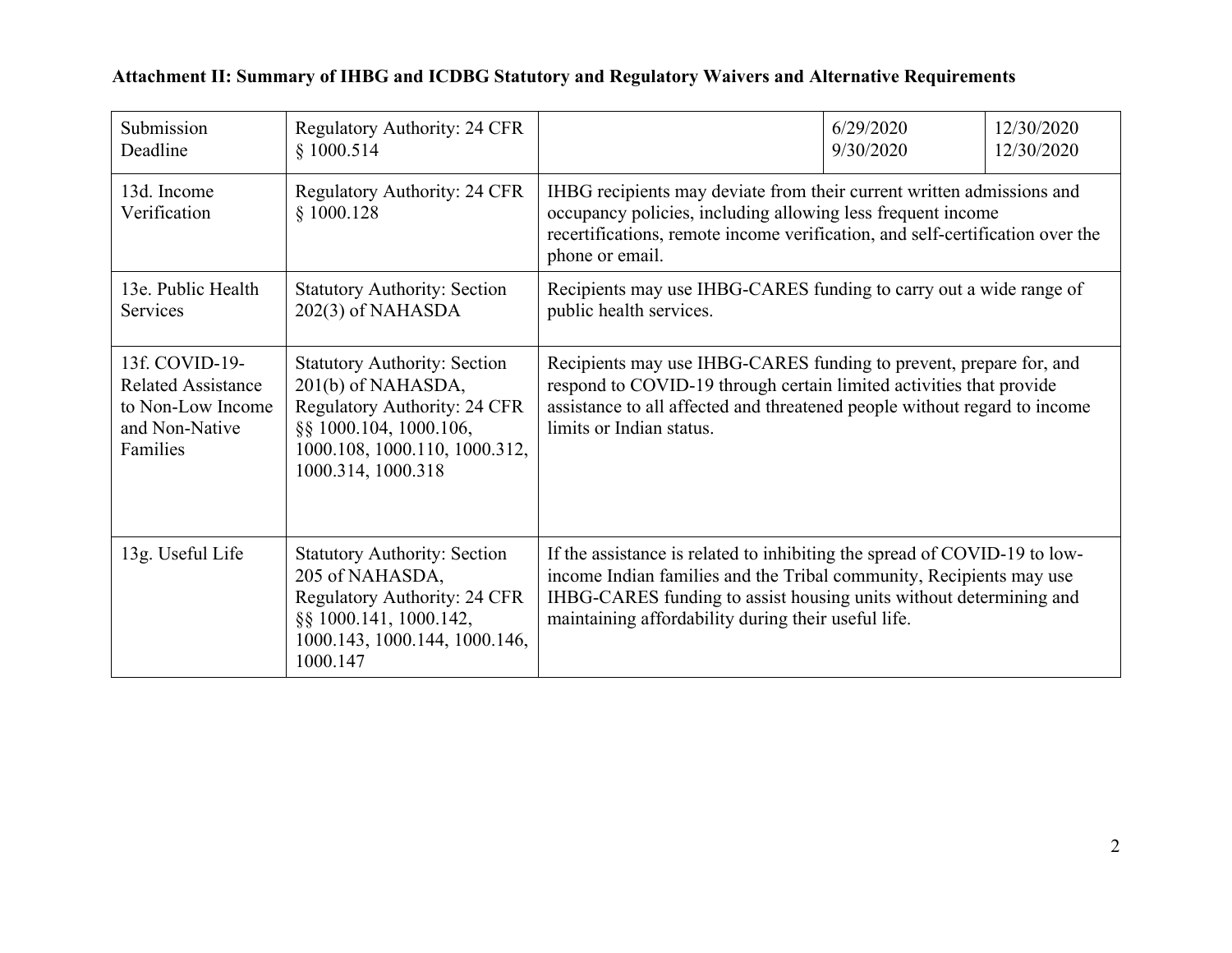**Attachment II: Summary of IHBG and ICDBG Statutory and Regulatory Waivers and Alternative Requirements**

| | | | | |
|---|---|---|---|---|
| Submission Deadline | Regulatory Authority: 24 CFR § 1000.514 | | 6/29/2020<br>9/30/2020 | 12/30/2020<br>12/30/2020 |
| 13d. Income Verification | Regulatory Authority: 24 CFR § 1000.128 | IHBG recipients may deviate from their current written admissions and occupancy policies, including allowing less frequent income recertifications, remote income verification, and self-certification over the phone or email. | | |
| 13e. Public Health Services | Statutory Authority: Section 202(3) of NAHASDA | Recipients may use IHBG-CARES funding to carry out a wide range of public health services. | | |
| 13f. COVID-19-Related Assistance to Non-Low Income and Non-Native Families | Statutory Authority: Section 201(b) of NAHASDA, Regulatory Authority: 24 CFR §§ 1000.104, 1000.106, 1000.108, 1000.110, 1000.312, 1000.314, 1000.318 | Recipients may use IHBG-CARES funding to prevent, prepare for, and respond to COVID-19 through certain limited activities that provide assistance to all affected and threatened people without regard to income limits or Indian status. | | |
| 13g. Useful Life | Statutory Authority: Section 205 of NAHASDA, Regulatory Authority: 24 CFR §§ 1000.141, 1000.142, 1000.143, 1000.144, 1000.146, 1000.147 | If the assistance is related to inhibiting the spread of COVID-19 to low-income Indian families and the Tribal community, Recipients may use IHBG-CARES funding to assist housing units without determining and maintaining affordability during their useful life. | | |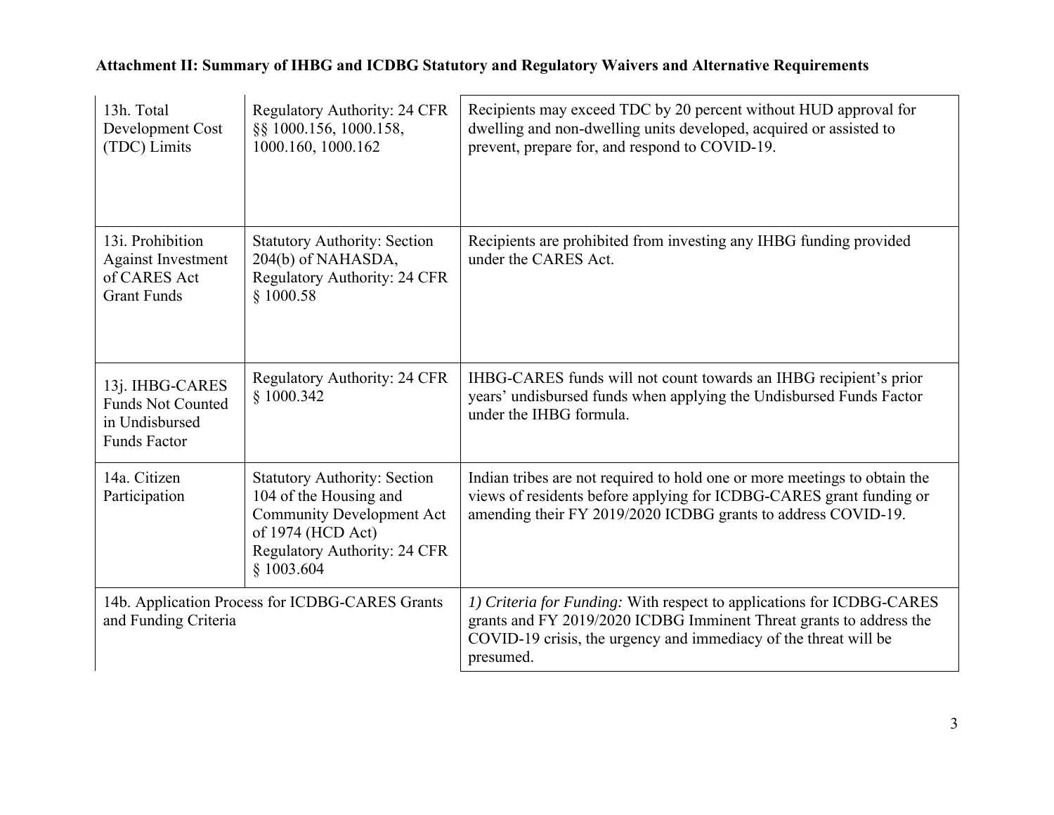**Attachment II: Summary of IHBG and ICDBG Statutory and Regulatory Waivers and Alternative Requirements**

| | | |
|---|---|---|
| 13h. Total Development Cost (TDC) Limits | Regulatory Authority: 24 CFR §§ 1000.156, 1000.158, 1000.160, 1000.162 | Recipients may exceed TDC by 20 percent without HUD approval for dwelling and non-dwelling units developed, acquired or assisted to prevent, prepare for, and respond to COVID-19. |
| 13i. Prohibition Against Investment of CARES Act Grant Funds | Statutory Authority: Section 204(b) of NAHASDA, Regulatory Authority: 24 CFR § 1000.58 | Recipients are prohibited from investing any IHBG funding provided under the CARES Act. |
| 13j. IHBG-CARES Funds Not Counted in Undisbursed Funds Factor | Regulatory Authority: 24 CFR § 1000.342 | IHBG-CARES funds will not count towards an IHBG recipient's prior years' undisbursed funds when applying the Undisbursed Funds Factor under the IHBG formula. |
| 14a. Citizen Participation | Statutory Authority: Section 104 of the Housing and Community Development Act of 1974 (HCD Act) Regulatory Authority: 24 CFR § 1003.604 | Indian tribes are not required to hold one or more meetings to obtain the views of residents before applying for ICDBG-CARES grant funding or amending their FY 2019/2020 ICDBG grants to address COVID-19. |
| 14b. Application Process for ICDBG-CARES Grants and Funding Criteria | | *1) Criteria for Funding:* With respect to applications for ICDBG-CARES grants and FY 2019/2020 ICDBG Imminent Threat grants to address the COVID-19 crisis, the urgency and immediacy of the threat will be presumed. |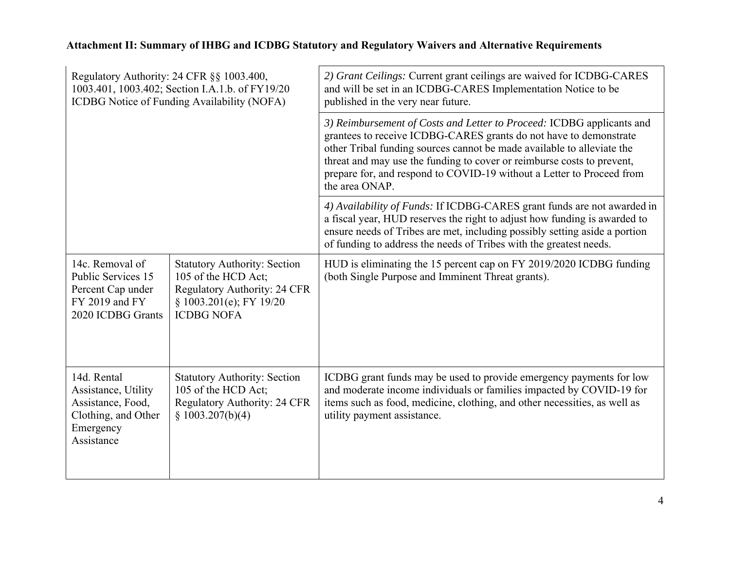**Attachment II: Summary of IHBG and ICDBG Statutory and Regulatory Waivers and Alternative Requirements**

| | | |
|---|---|---|
| | Regulatory Authority: 24 CFR §§ 1003.400, 1003.401, 1003.402; Section I.A.1.b. of FY19/20 ICDBG Notice of Funding Availability (NOFA) | *2) Grant Ceilings:* Current grant ceilings are waived for ICDBG-CARES and will be set in an ICDBG-CARES Implementation Notice to be published in the very near future. |
| | | *3) Reimbursement of Costs and Letter to Proceed:* ICDBG applicants and grantees to receive ICDBG-CARES grants do not have to demonstrate other Tribal funding sources cannot be made available to alleviate the threat and may use the funding to cover or reimburse costs to prevent, prepare for, and respond to COVID-19 without a Letter to Proceed from the area ONAP. |
| | | *4) Availability of Funds:* If ICDBG-CARES grant funds are not awarded in a fiscal year, HUD reserves the right to adjust how funding is awarded to ensure needs of Tribes are met, including possibly setting aside a portion of funding to address the needs of Tribes with the greatest needs. |
| 14c. Removal of Public Services 15 Percent Cap under FY 2019 and FY 2020 ICDBG Grants | Statutory Authority: Section 105 of the HCD Act; Regulatory Authority: 24 CFR § 1003.201(e); FY 19/20 ICDBG NOFA | HUD is eliminating the 15 percent cap on FY 2019/2020 ICDBG funding (both Single Purpose and Imminent Threat grants). |
| 14d. Rental Assistance, Utility Assistance, Food, Clothing, and Other Emergency Assistance | Statutory Authority: Section 105 of the HCD Act; Regulatory Authority: 24 CFR § 1003.207(b)(4) | ICDBG grant funds may be used to provide emergency payments for low and moderate income individuals or families impacted by COVID-19 for items such as food, medicine, clothing, and other necessities, as well as utility payment assistance. |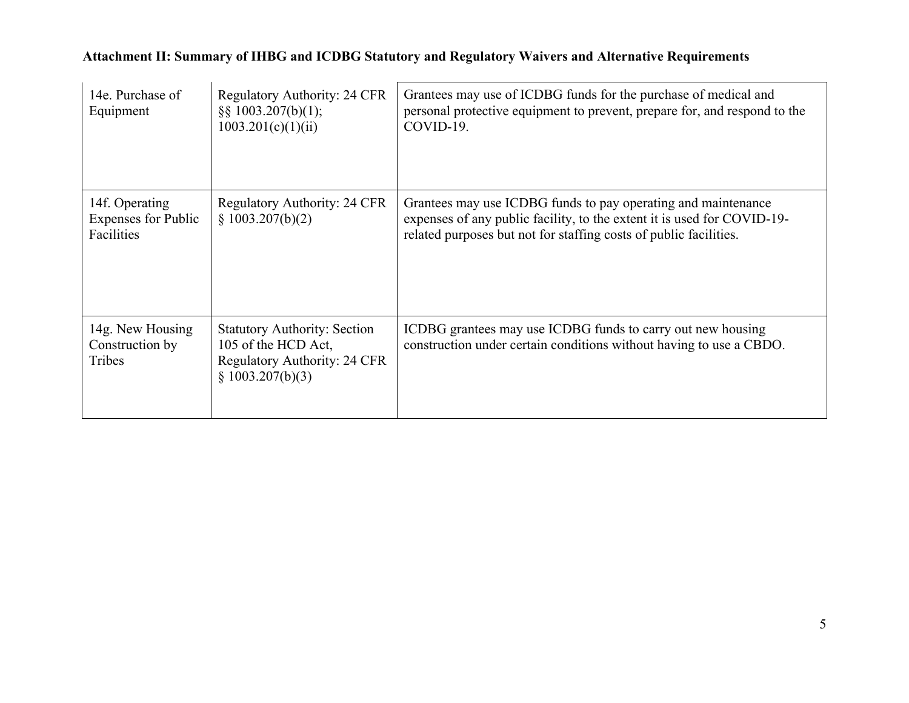**Attachment II: Summary of IHBG and ICDBG Statutory and Regulatory Waivers and Alternative Requirements**

| | | |
|---|---|---|
| 14e. Purchase of Equipment | Regulatory Authority: 24 CFR §§ 1003.207(b)(1); 1003.201(c)(1)(ii) | Grantees may use of ICDBG funds for the purchase of medical and personal protective equipment to prevent, prepare for, and respond to the COVID-19. |
| 14f. Operating Expenses for Public Facilities | Regulatory Authority: 24 CFR § 1003.207(b)(2) | Grantees may use ICDBG funds to pay operating and maintenance expenses of any public facility, to the extent it is used for COVID-19-related purposes but not for staffing costs of public facilities. |
| 14g. New Housing Construction by Tribes | Statutory Authority: Section 105 of the HCD Act, Regulatory Authority: 24 CFR § 1003.207(b)(3) | ICDBG grantees may use ICDBG funds to carry out new housing construction under certain conditions without having to use a CBDO. |